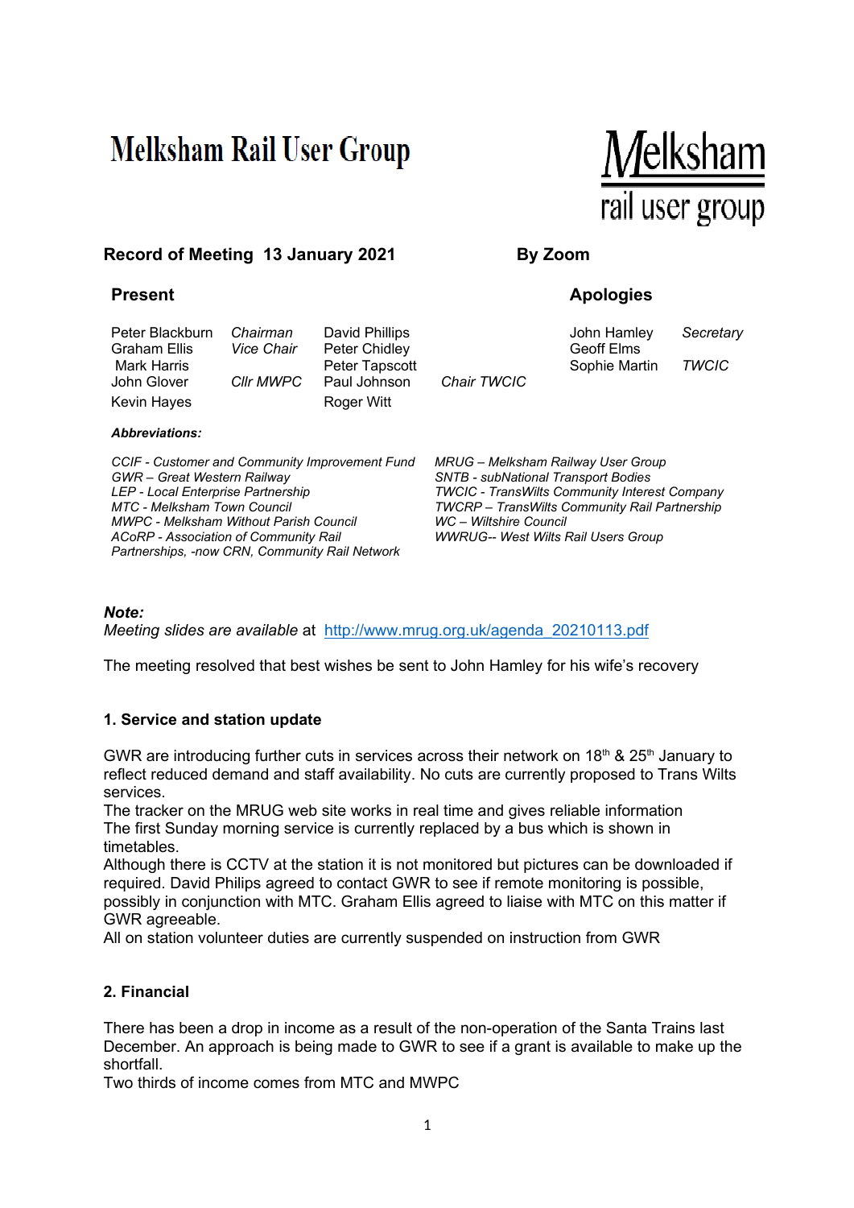# Melksham Rail User Group

**Record of Meeting 13 January 2021** **By Zoom**

### Present

| | | | |
|---|---|---|---|
| Peter Blackburn | *Chairman* | David Phillips | |
| Graham Ellis | *Vice Chair* | Peter Chidley | |
| Mark Harris | | Peter Tapscott | |
| John Glover | *Cllr MWPC* | Paul Johnson | *Chair TWCIC* |
| Kevin Hayes | | Roger Witt | |

### Apologies

| | |
|---|---|
| John Hamley | *Secretary* |
| Geoff Elms | |
| Sophie Martin | *TWCIC* |

***Abbreviations:***

*CCIF - Customer and Community Improvement Fund*
*GWR – Great Western Railway*
*LEP - Local Enterprise Partnership*
*MTC - Melksham Town Council*
*MWPC - Melksham Without Parish Council*
*ACoRP - Association of Community Rail Partnerships, -now CRN, Community Rail Network*
*MRUG – Melksham Railway User Group*
*SNTB - subNational Transport Bodies*
*TWCIC - TransWilts Community Interest Company*
*TWCRP – TransWilts Community Rail Partnership*
*WC – Wiltshire Council*
*WWRUG-- West Wilts Rail Users Group*

***Note:***
*Meeting slides are available* at http://www.mrug.org.uk/agenda_20210113.pdf

The meeting resolved that best wishes be sent to John Hamley for his wife's recovery

### 1. Service and station update

GWR are introducing further cuts in services across their network on 18th & 25th January to reflect reduced demand and staff availability. No cuts are currently proposed to Trans Wilts services.
The tracker on the MRUG web site works in real time and gives reliable information
The first Sunday morning service is currently replaced by a bus which is shown in timetables.
Although there is CCTV at the station it is not monitored but pictures can be downloaded if required. David Philips agreed to contact GWR to see if remote monitoring is possible, possibly in conjunction with MTC. Graham Ellis agreed to liaise with MTC on this matter if GWR agreeable.
All on station volunteer duties are currently suspended on instruction from GWR

### 2. Financial

There has been a drop in income as a result of the non-operation of the Santa Trains last December. An approach is being made to GWR to see if a grant is available to make up the shortfall.
Two thirds of income comes from MTC and MWPC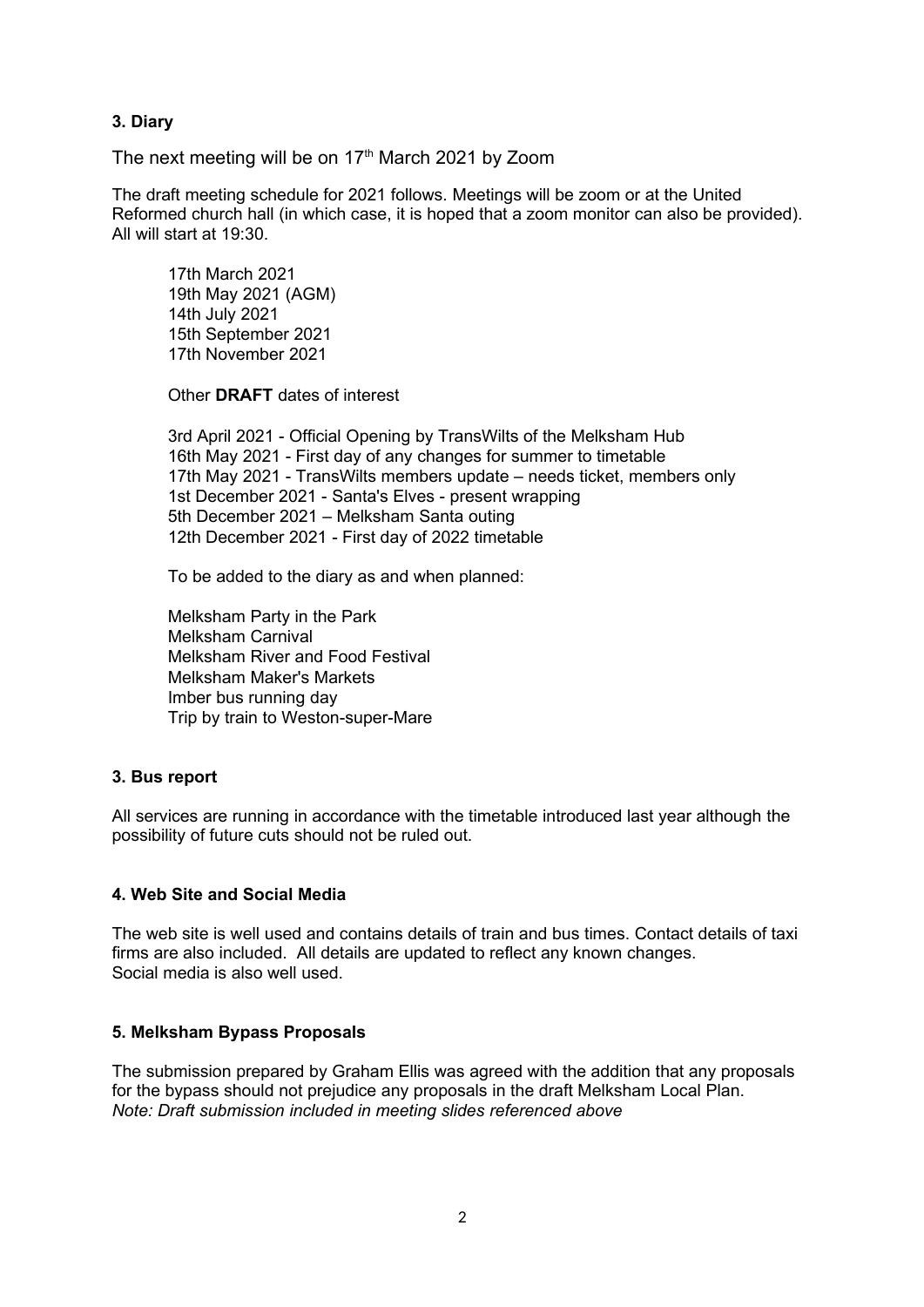### 3. Diary

The next meeting will be on 17th March 2021 by Zoom

The draft meeting schedule for 2021 follows. Meetings will be zoom or at the United Reformed church hall (in which case, it is hoped that a zoom monitor can also be provided). All will start at 19:30.

17th March 2021
19th May 2021 (AGM)
14th July 2021
15th September 2021
17th November 2021

Other **DRAFT** dates of interest

3rd April 2021 - Official Opening by TransWilts of the Melksham Hub
16th May 2021 - First day of any changes for summer to timetable
17th May 2021 - TransWilts members update – needs ticket, members only
1st December 2021 - Santa's Elves - present wrapping
5th December 2021 – Melksham Santa outing
12th December 2021 - First day of 2022 timetable

To be added to the diary as and when planned:

Melksham Party in the Park
Melksham Carnival
Melksham River and Food Festival
Melksham Maker's Markets
Imber bus running day
Trip by train to Weston-super-Mare

### 3. Bus report

All services are running in accordance with the timetable introduced last year although the possibility of future cuts should not be ruled out.

### 4. Web Site and Social Media

The web site is well used and contains details of train and bus times. Contact details of taxi firms are also included. All details are updated to reflect any known changes.
Social media is also well used.

### 5. Melksham Bypass Proposals

The submission prepared by Graham Ellis was agreed with the addition that any proposals for the bypass should not prejudice any proposals in the draft Melksham Local Plan.
*Note: Draft submission included in meeting slides referenced above*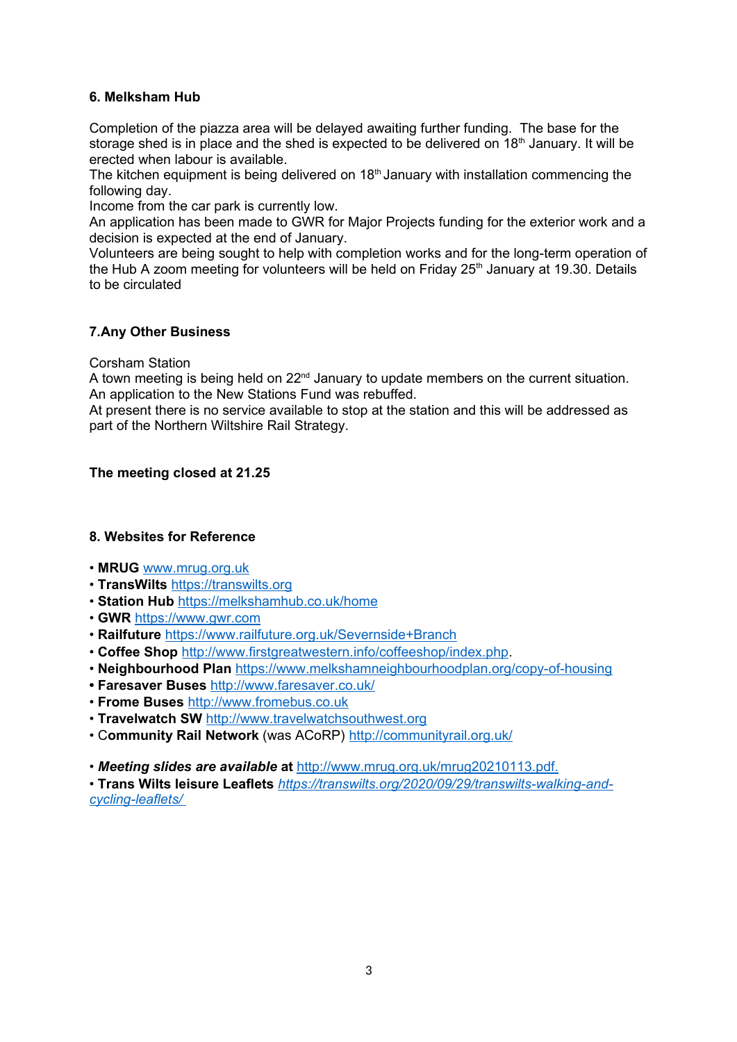### 6. Melksham Hub

Completion of the piazza area will be delayed awaiting further funding. The base for the storage shed is in place and the shed is expected to be delivered on 18th January. It will be erected when labour is available.
The kitchen equipment is being delivered on 18th January with installation commencing the following day.
Income from the car park is currently low.
An application has been made to GWR for Major Projects funding for the exterior work and a decision is expected at the end of January.
Volunteers are being sought to help with completion works and for the long-term operation of the Hub A zoom meeting for volunteers will be held on Friday 25th January at 19.30. Details to be circulated

### 7.Any Other Business

Corsham Station
A town meeting is being held on 22nd January to update members on the current situation.
An application to the New Stations Fund was rebuffed.
At present there is no service available to stop at the station and this will be addressed as part of the Northern Wiltshire Rail Strategy.

**The meeting closed at 21.25**

### 8. Websites for Reference

- **MRUG** www.mrug.org.uk
- **TransWilts** https://transwilts.org
- **Station Hub** https://melkshamhub.co.uk/home
- **GWR** https://www.gwr.com
- **Railfuture** https://www.railfuture.org.uk/Severnside+Branch
- **Coffee Shop** http://www.firstgreatwestern.info/coffeeshop/index.php.
- **Neighbourhood Plan** https://www.melkshamneighbourhoodplan.org/copy-of-housing
- **Faresaver Buses** http://www.faresaver.co.uk/
- **Frome Buses** http://www.fromebus.co.uk
- **Travelwatch SW** http://www.travelwatchsouthwest.org
- **Community Rail Network** (was ACoRP) http://communityrail.org.uk/

- ***Meeting slides are available* at** http://www.mrug.org.uk/mrug20210113.pdf.
- **Trans Wilts leisure Leaflets** *https://transwilts.org/2020/09/29/transwilts-walking-and-cycling-leaflets/*